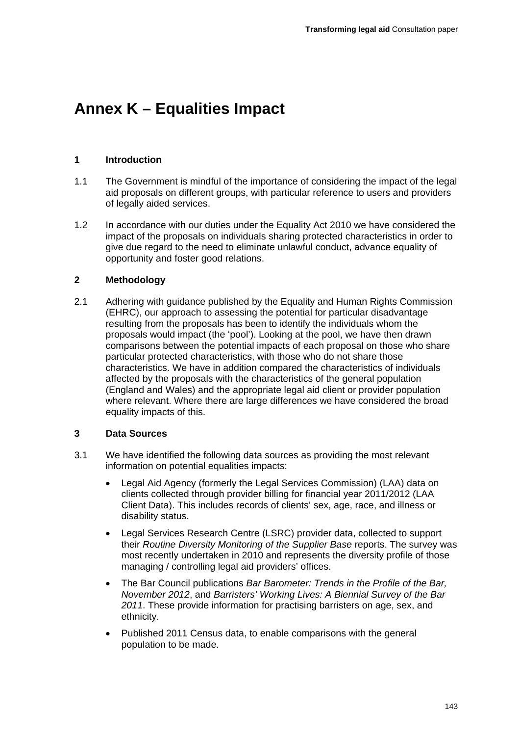# Annex K – Equalities Impact

## 1 Introduction

1.1 The Government is mindful of the importance of considering the impact of the legal aid proposals on different groups, with particular reference to users and providers of legally aided services.

1.2 In accordance with our duties under the Equality Act 2010 we have considered the impact of the proposals on individuals sharing protected characteristics in order to give due regard to the need to eliminate unlawful conduct, advance equality of opportunity and foster good relations.

## 2 Methodology

2.1 Adhering with guidance published by the Equality and Human Rights Commission (EHRC), our approach to assessing the potential for particular disadvantage resulting from the proposals has been to identify the individuals whom the proposals would impact (the 'pool'). Looking at the pool, we have then drawn comparisons between the potential impacts of each proposal on those who share particular protected characteristics, with those who do not share those characteristics. We have in addition compared the characteristics of individuals affected by the proposals with the characteristics of the general population (England and Wales) and the appropriate legal aid client or provider population where relevant. Where there are large differences we have considered the broad equality impacts of this.

## 3 Data Sources

3.1 We have identified the following data sources as providing the most relevant information on potential equalities impacts:

- Legal Aid Agency (formerly the Legal Services Commission) (LAA) data on clients collected through provider billing for financial year 2011/2012 (LAA Client Data). This includes records of clients' sex, age, race, and illness or disability status.
- Legal Services Research Centre (LSRC) provider data, collected to support their *Routine Diversity Monitoring of the Supplier Base* reports. The survey was most recently undertaken in 2010 and represents the diversity profile of those managing / controlling legal aid providers' offices.
- The Bar Council publications *Bar Barometer: Trends in the Profile of the Bar, November 2012*, and *Barristers' Working Lives: A Biennial Survey of the Bar 2011*. These provide information for practising barristers on age, sex, and ethnicity.
- Published 2011 Census data, to enable comparisons with the general population to be made.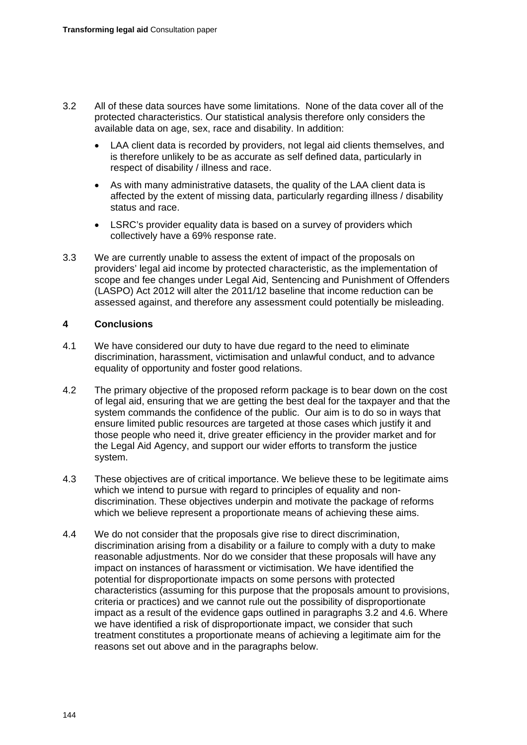3.2 All of these data sources have some limitations. None of the data cover all of the protected characteristics. Our statistical analysis therefore only considers the available data on age, sex, race and disability. In addition:

- LAA client data is recorded by providers, not legal aid clients themselves, and is therefore unlikely to be as accurate as self defined data, particularly in respect of disability / illness and race.
- As with many administrative datasets, the quality of the LAA client data is affected by the extent of missing data, particularly regarding illness / disability status and race.
- LSRC's provider equality data is based on a survey of providers which collectively have a 69% response rate.

3.3 We are currently unable to assess the extent of impact of the proposals on providers' legal aid income by protected characteristic, as the implementation of scope and fee changes under Legal Aid, Sentencing and Punishment of Offenders (LASPO) Act 2012 will alter the 2011/12 baseline that income reduction can be assessed against, and therefore any assessment could potentially be misleading.

## 4 Conclusions

4.1 We have considered our duty to have due regard to the need to eliminate discrimination, harassment, victimisation and unlawful conduct, and to advance equality of opportunity and foster good relations.

4.2 The primary objective of the proposed reform package is to bear down on the cost of legal aid, ensuring that we are getting the best deal for the taxpayer and that the system commands the confidence of the public. Our aim is to do so in ways that ensure limited public resources are targeted at those cases which justify it and those people who need it, drive greater efficiency in the provider market and for the Legal Aid Agency, and support our wider efforts to transform the justice system.

4.3 These objectives are of critical importance. We believe these to be legitimate aims which we intend to pursue with regard to principles of equality and non-discrimination. These objectives underpin and motivate the package of reforms which we believe represent a proportionate means of achieving these aims.

4.4 We do not consider that the proposals give rise to direct discrimination, discrimination arising from a disability or a failure to comply with a duty to make reasonable adjustments. Nor do we consider that these proposals will have any impact on instances of harassment or victimisation. We have identified the potential for disproportionate impacts on some persons with protected characteristics (assuming for this purpose that the proposals amount to provisions, criteria or practices) and we cannot rule out the possibility of disproportionate impact as a result of the evidence gaps outlined in paragraphs 3.2 and 4.6. Where we have identified a risk of disproportionate impact, we consider that such treatment constitutes a proportionate means of achieving a legitimate aim for the reasons set out above and in the paragraphs below.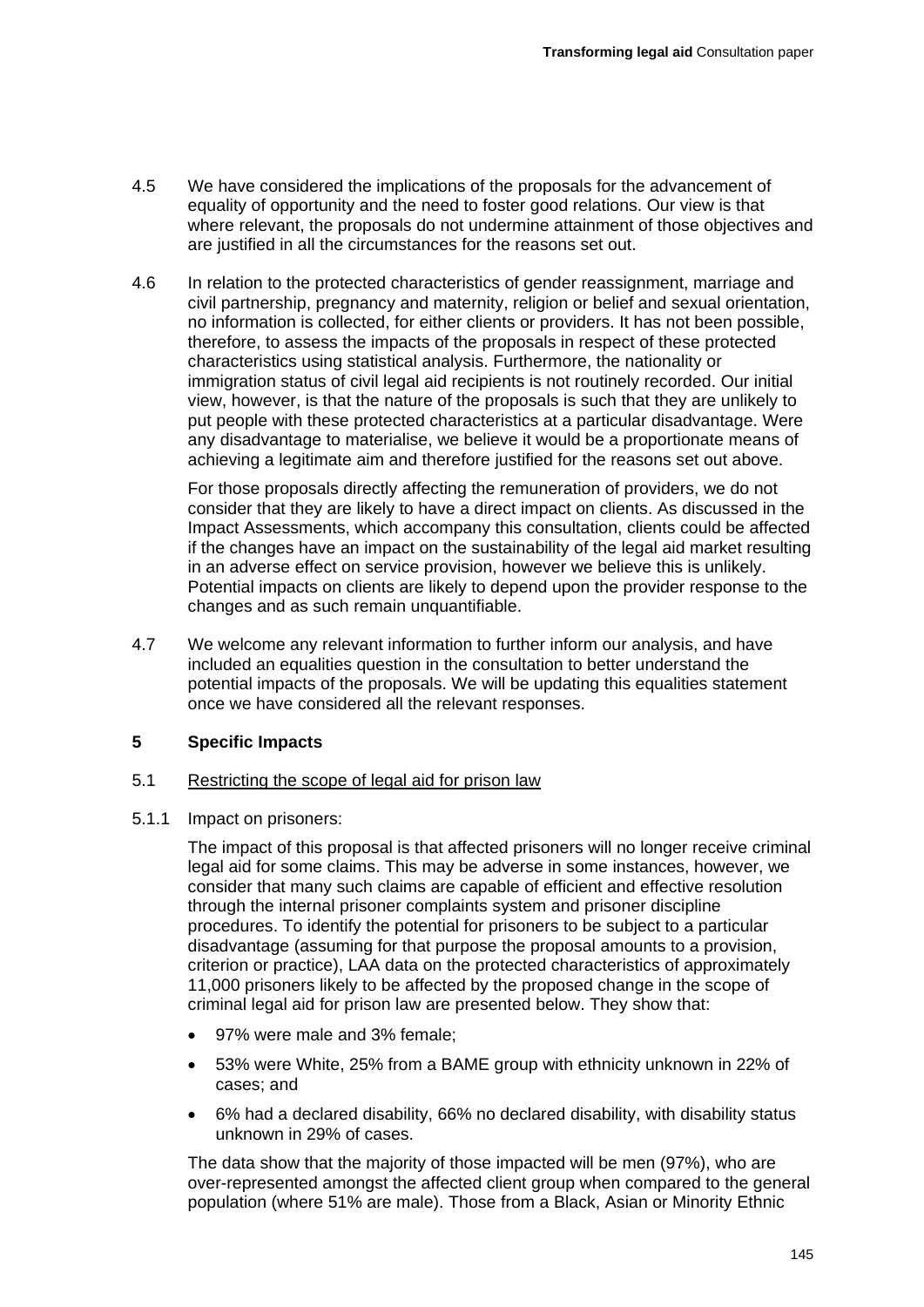4.5 We have considered the implications of the proposals for the advancement of equality of opportunity and the need to foster good relations. Our view is that where relevant, the proposals do not undermine attainment of those objectives and are justified in all the circumstances for the reasons set out.

4.6 In relation to the protected characteristics of gender reassignment, marriage and civil partnership, pregnancy and maternity, religion or belief and sexual orientation, no information is collected, for either clients or providers. It has not been possible, therefore, to assess the impacts of the proposals in respect of these protected characteristics using statistical analysis. Furthermore, the nationality or immigration status of civil legal aid recipients is not routinely recorded. Our initial view, however, is that the nature of the proposals is such that they are unlikely to put people with these protected characteristics at a particular disadvantage. Were any disadvantage to materialise, we believe it would be a proportionate means of achieving a legitimate aim and therefore justified for the reasons set out above.

For those proposals directly affecting the remuneration of providers, we do not consider that they are likely to have a direct impact on clients. As discussed in the Impact Assessments, which accompany this consultation, clients could be affected if the changes have an impact on the sustainability of the legal aid market resulting in an adverse effect on service provision, however we believe this is unlikely. Potential impacts on clients are likely to depend upon the provider response to the changes and as such remain unquantifiable.

4.7 We welcome any relevant information to further inform our analysis, and have included an equalities question in the consultation to better understand the potential impacts of the proposals. We will be updating this equalities statement once we have considered all the relevant responses.

## 5 Specific Impacts

5.1 Restricting the scope of legal aid for prison law

5.1.1 Impact on prisoners:

The impact of this proposal is that affected prisoners will no longer receive criminal legal aid for some claims. This may be adverse in some instances, however, we consider that many such claims are capable of efficient and effective resolution through the internal prisoner complaints system and prisoner discipline procedures. To identify the potential for prisoners to be subject to a particular disadvantage (assuming for that purpose the proposal amounts to a provision, criterion or practice), LAA data on the protected characteristics of approximately 11,000 prisoners likely to be affected by the proposed change in the scope of criminal legal aid for prison law are presented below. They show that:

- 97% were male and 3% female;
- 53% were White, 25% from a BAME group with ethnicity unknown in 22% of cases; and
- 6% had a declared disability, 66% no declared disability, with disability status unknown in 29% of cases.

The data show that the majority of those impacted will be men (97%), who are over-represented amongst the affected client group when compared to the general population (where 51% are male). Those from a Black, Asian or Minority Ethnic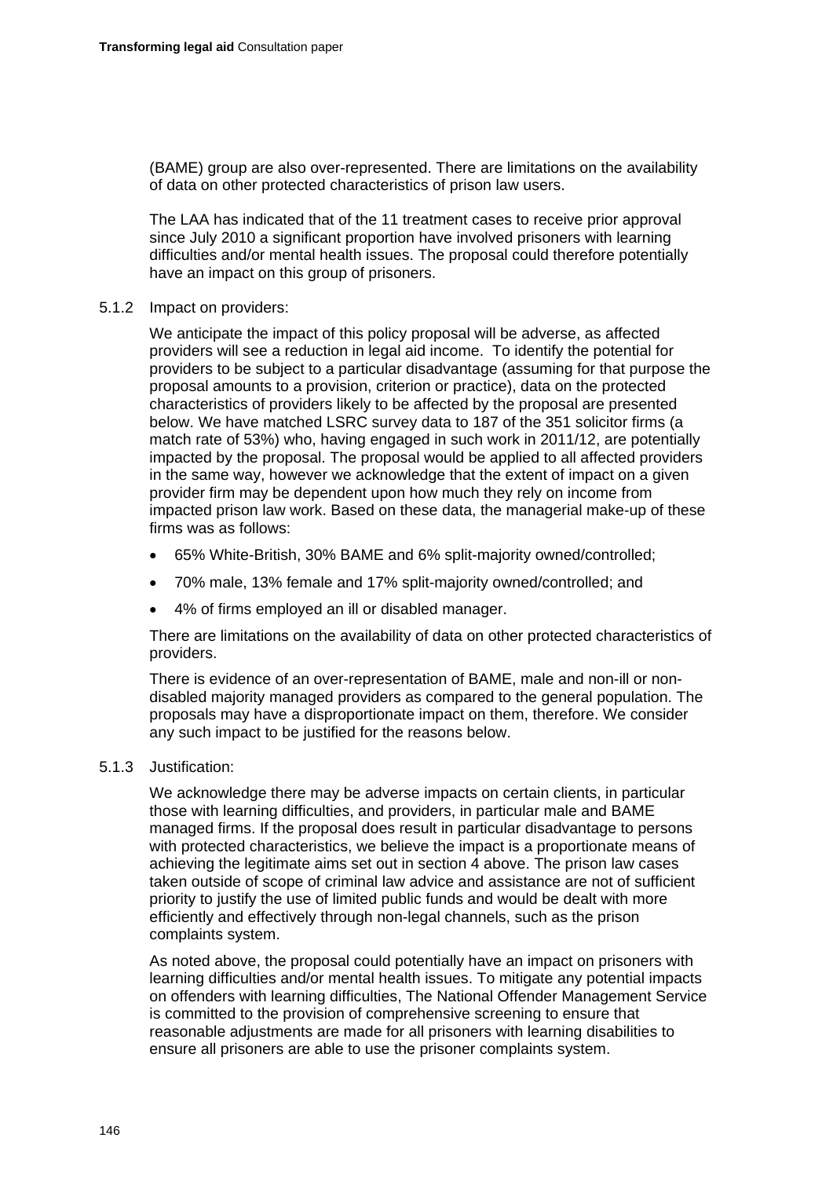(BAME) group are also over-represented. There are limitations on the availability of data on other protected characteristics of prison law users.

The LAA has indicated that of the 11 treatment cases to receive prior approval since July 2010 a significant proportion have involved prisoners with learning difficulties and/or mental health issues. The proposal could therefore potentially have an impact on this group of prisoners.

5.1.2 Impact on providers:

We anticipate the impact of this policy proposal will be adverse, as affected providers will see a reduction in legal aid income. To identify the potential for providers to be subject to a particular disadvantage (assuming for that purpose the proposal amounts to a provision, criterion or practice), data on the protected characteristics of providers likely to be affected by the proposal are presented below. We have matched LSRC survey data to 187 of the 351 solicitor firms (a match rate of 53%) who, having engaged in such work in 2011/12, are potentially impacted by the proposal. The proposal would be applied to all affected providers in the same way, however we acknowledge that the extent of impact on a given provider firm may be dependent upon how much they rely on income from impacted prison law work. Based on these data, the managerial make-up of these firms was as follows:

- 65% White-British, 30% BAME and 6% split-majority owned/controlled;
- 70% male, 13% female and 17% split-majority owned/controlled; and
- 4% of firms employed an ill or disabled manager.

There are limitations on the availability of data on other protected characteristics of providers.

There is evidence of an over-representation of BAME, male and non-ill or non-disabled majority managed providers as compared to the general population. The proposals may have a disproportionate impact on them, therefore. We consider any such impact to be justified for the reasons below.

5.1.3 Justification:

We acknowledge there may be adverse impacts on certain clients, in particular those with learning difficulties, and providers, in particular male and BAME managed firms. If the proposal does result in particular disadvantage to persons with protected characteristics, we believe the impact is a proportionate means of achieving the legitimate aims set out in section 4 above. The prison law cases taken outside of scope of criminal law advice and assistance are not of sufficient priority to justify the use of limited public funds and would be dealt with more efficiently and effectively through non-legal channels, such as the prison complaints system.

As noted above, the proposal could potentially have an impact on prisoners with learning difficulties and/or mental health issues. To mitigate any potential impacts on offenders with learning difficulties, The National Offender Management Service is committed to the provision of comprehensive screening to ensure that reasonable adjustments are made for all prisoners with learning disabilities to ensure all prisoners are able to use the prisoner complaints system.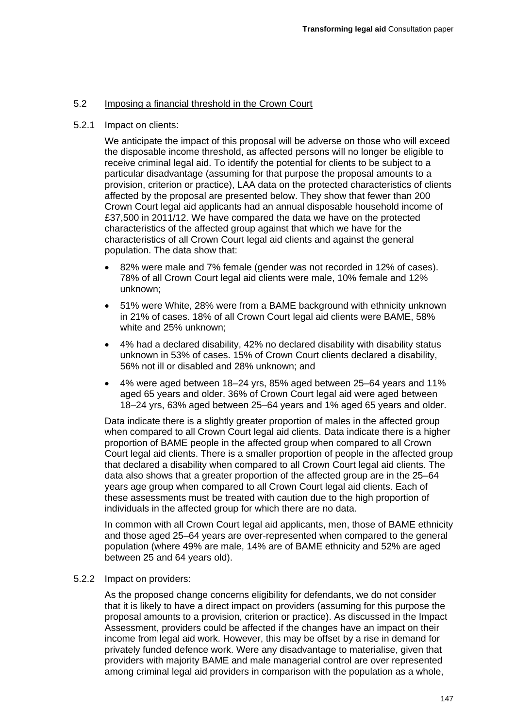### 5.2 Imposing a financial threshold in the Crown Court

5.2.1 Impact on clients:

We anticipate the impact of this proposal will be adverse on those who will exceed the disposable income threshold, as affected persons will no longer be eligible to receive criminal legal aid. To identify the potential for clients to be subject to a particular disadvantage (assuming for that purpose the proposal amounts to a provision, criterion or practice), LAA data on the protected characteristics of clients affected by the proposal are presented below. They show that fewer than 200 Crown Court legal aid applicants had an annual disposable household income of £37,500 in 2011/12. We have compared the data we have on the protected characteristics of the affected group against that which we have for the characteristics of all Crown Court legal aid clients and against the general population. The data show that:

- 82% were male and 7% female (gender was not recorded in 12% of cases). 78% of all Crown Court legal aid clients were male, 10% female and 12% unknown;
- 51% were White, 28% were from a BAME background with ethnicity unknown in 21% of cases. 18% of all Crown Court legal aid clients were BAME, 58% white and 25% unknown;
- 4% had a declared disability, 42% no declared disability with disability status unknown in 53% of cases. 15% of Crown Court clients declared a disability, 56% not ill or disabled and 28% unknown; and
- 4% were aged between 18–24 yrs, 85% aged between 25–64 years and 11% aged 65 years and older. 36% of Crown Court legal aid were aged between 18–24 yrs, 63% aged between 25–64 years and 1% aged 65 years and older.

Data indicate there is a slightly greater proportion of males in the affected group when compared to all Crown Court legal aid clients. Data indicate there is a higher proportion of BAME people in the affected group when compared to all Crown Court legal aid clients. There is a smaller proportion of people in the affected group that declared a disability when compared to all Crown Court legal aid clients. The data also shows that a greater proportion of the affected group are in the 25–64 years age group when compared to all Crown Court legal aid clients. Each of these assessments must be treated with caution due to the high proportion of individuals in the affected group for which there are no data.

In common with all Crown Court legal aid applicants, men, those of BAME ethnicity and those aged 25–64 years are over-represented when compared to the general population (where 49% are male, 14% are of BAME ethnicity and 52% are aged between 25 and 64 years old).

5.2.2 Impact on providers:

As the proposed change concerns eligibility for defendants, we do not consider that it is likely to have a direct impact on providers (assuming for this purpose the proposal amounts to a provision, criterion or practice). As discussed in the Impact Assessment, providers could be affected if the changes have an impact on their income from legal aid work. However, this may be offset by a rise in demand for privately funded defence work. Were any disadvantage to materialise, given that providers with majority BAME and male managerial control are over represented among criminal legal aid providers in comparison with the population as a whole,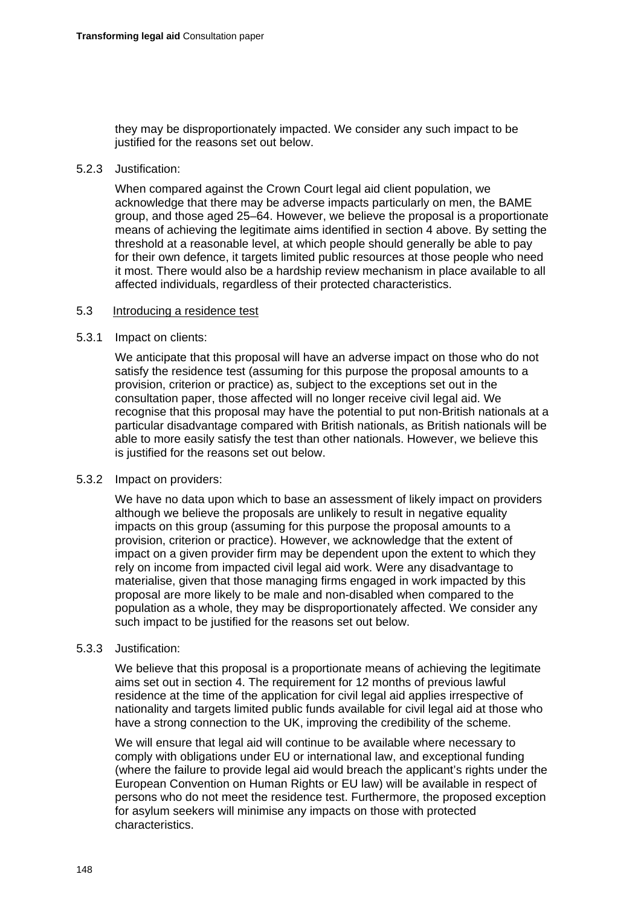they may be disproportionately impacted. We consider any such impact to be justified for the reasons set out below.

5.2.3 Justification:

When compared against the Crown Court legal aid client population, we acknowledge that there may be adverse impacts particularly on men, the BAME group, and those aged 25–64. However, we believe the proposal is a proportionate means of achieving the legitimate aims identified in section 4 above. By setting the threshold at a reasonable level, at which people should generally be able to pay for their own defence, it targets limited public resources at those people who need it most. There would also be a hardship review mechanism in place available to all affected individuals, regardless of their protected characteristics.

5.3 Introducing a residence test

5.3.1 Impact on clients:

We anticipate that this proposal will have an adverse impact on those who do not satisfy the residence test (assuming for this purpose the proposal amounts to a provision, criterion or practice) as, subject to the exceptions set out in the consultation paper, those affected will no longer receive civil legal aid. We recognise that this proposal may have the potential to put non-British nationals at a particular disadvantage compared with British nationals, as British nationals will be able to more easily satisfy the test than other nationals. However, we believe this is justified for the reasons set out below.

5.3.2 Impact on providers:

We have no data upon which to base an assessment of likely impact on providers although we believe the proposals are unlikely to result in negative equality impacts on this group (assuming for this purpose the proposal amounts to a provision, criterion or practice). However, we acknowledge that the extent of impact on a given provider firm may be dependent upon the extent to which they rely on income from impacted civil legal aid work. Were any disadvantage to materialise, given that those managing firms engaged in work impacted by this proposal are more likely to be male and non-disabled when compared to the population as a whole, they may be disproportionately affected. We consider any such impact to be justified for the reasons set out below.

5.3.3 Justification:

We believe that this proposal is a proportionate means of achieving the legitimate aims set out in section 4. The requirement for 12 months of previous lawful residence at the time of the application for civil legal aid applies irrespective of nationality and targets limited public funds available for civil legal aid at those who have a strong connection to the UK, improving the credibility of the scheme.

We will ensure that legal aid will continue to be available where necessary to comply with obligations under EU or international law, and exceptional funding (where the failure to provide legal aid would breach the applicant's rights under the European Convention on Human Rights or EU law) will be available in respect of persons who do not meet the residence test. Furthermore, the proposed exception for asylum seekers will minimise any impacts on those with protected characteristics.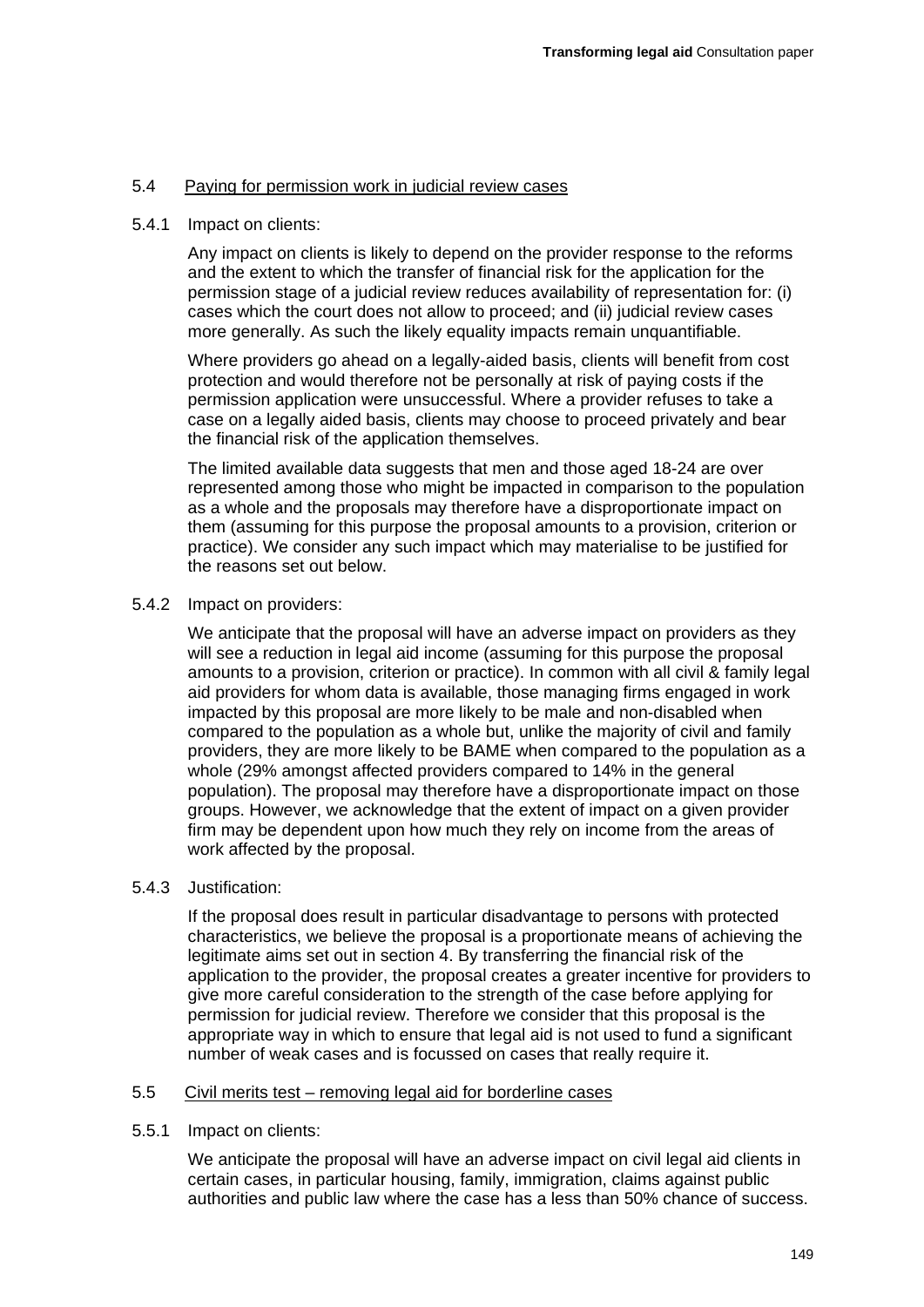## 5.4 Paying for permission work in judicial review cases

### 5.4.1 Impact on clients:

Any impact on clients is likely to depend on the provider response to the reforms and the extent to which the transfer of financial risk for the application for the permission stage of a judicial review reduces availability of representation for: (i) cases which the court does not allow to proceed; and (ii) judicial review cases more generally. As such the likely equality impacts remain unquantifiable.

Where providers go ahead on a legally-aided basis, clients will benefit from cost protection and would therefore not be personally at risk of paying costs if the permission application were unsuccessful. Where a provider refuses to take a case on a legally aided basis, clients may choose to proceed privately and bear the financial risk of the application themselves.

The limited available data suggests that men and those aged 18-24 are over represented among those who might be impacted in comparison to the population as a whole and the proposals may therefore have a disproportionate impact on them (assuming for this purpose the proposal amounts to a provision, criterion or practice). We consider any such impact which may materialise to be justified for the reasons set out below.

### 5.4.2 Impact on providers:

We anticipate that the proposal will have an adverse impact on providers as they will see a reduction in legal aid income (assuming for this purpose the proposal amounts to a provision, criterion or practice). In common with all civil & family legal aid providers for whom data is available, those managing firms engaged in work impacted by this proposal are more likely to be male and non-disabled when compared to the population as a whole but, unlike the majority of civil and family providers, they are more likely to be BAME when compared to the population as a whole (29% amongst affected providers compared to 14% in the general population). The proposal may therefore have a disproportionate impact on those groups. However, we acknowledge that the extent of impact on a given provider firm may be dependent upon how much they rely on income from the areas of work affected by the proposal.

### 5.4.3 Justification:

If the proposal does result in particular disadvantage to persons with protected characteristics, we believe the proposal is a proportionate means of achieving the legitimate aims set out in section 4. By transferring the financial risk of the application to the provider, the proposal creates a greater incentive for providers to give more careful consideration to the strength of the case before applying for permission for judicial review. Therefore we consider that this proposal is the appropriate way in which to ensure that legal aid is not used to fund a significant number of weak cases and is focussed on cases that really require it.

## 5.5 Civil merits test – removing legal aid for borderline cases

### 5.5.1 Impact on clients:

We anticipate the proposal will have an adverse impact on civil legal aid clients in certain cases, in particular housing, family, immigration, claims against public authorities and public law where the case has a less than 50% chance of success.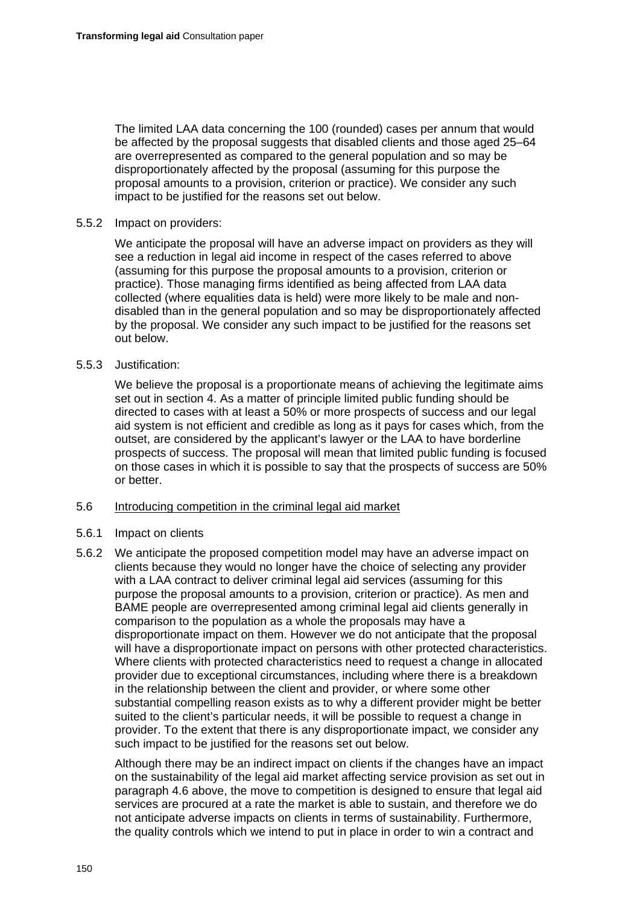The limited LAA data concerning the 100 (rounded) cases per annum that would be affected by the proposal suggests that disabled clients and those aged 25–64 are overrepresented as compared to the general population and so may be disproportionately affected by the proposal (assuming for this purpose the proposal amounts to a provision, criterion or practice). We consider any such impact to be justified for the reasons set out below.

5.5.2 Impact on providers:

We anticipate the proposal will have an adverse impact on providers as they will see a reduction in legal aid income in respect of the cases referred to above (assuming for this purpose the proposal amounts to a provision, criterion or practice). Those managing firms identified as being affected from LAA data collected (where equalities data is held) were more likely to be male and non-disabled than in the general population and so may be disproportionately affected by the proposal. We consider any such impact to be justified for the reasons set out below.

5.5.3 Justification:

We believe the proposal is a proportionate means of achieving the legitimate aims set out in section 4. As a matter of principle limited public funding should be directed to cases with at least a 50% or more prospects of success and our legal aid system is not efficient and credible as long as it pays for cases which, from the outset, are considered by the applicant's lawyer or the LAA to have borderline prospects of success. The proposal will mean that limited public funding is focused on those cases in which it is possible to say that the prospects of success are 50% or better.

5.6 <u>Introducing competition in the criminal legal aid market</u>

5.6.1 Impact on clients

5.6.2 We anticipate the proposed competition model may have an adverse impact on clients because they would no longer have the choice of selecting any provider with a LAA contract to deliver criminal legal aid services (assuming for this purpose the proposal amounts to a provision, criterion or practice). As men and BAME people are overrepresented among criminal legal aid clients generally in comparison to the population as a whole the proposals may have a disproportionate impact on them. However we do not anticipate that the proposal will have a disproportionate impact on persons with other protected characteristics. Where clients with protected characteristics need to request a change in allocated provider due to exceptional circumstances, including where there is a breakdown in the relationship between the client and provider, or where some other substantial compelling reason exists as to why a different provider might be better suited to the client's particular needs, it will be possible to request a change in provider. To the extent that there is any disproportionate impact, we consider any such impact to be justified for the reasons set out below.

Although there may be an indirect impact on clients if the changes have an impact on the sustainability of the legal aid market affecting service provision as set out in paragraph 4.6 above, the move to competition is designed to ensure that legal aid services are procured at a rate the market is able to sustain, and therefore we do not anticipate adverse impacts on clients in terms of sustainability. Furthermore, the quality controls which we intend to put in place in order to win a contract and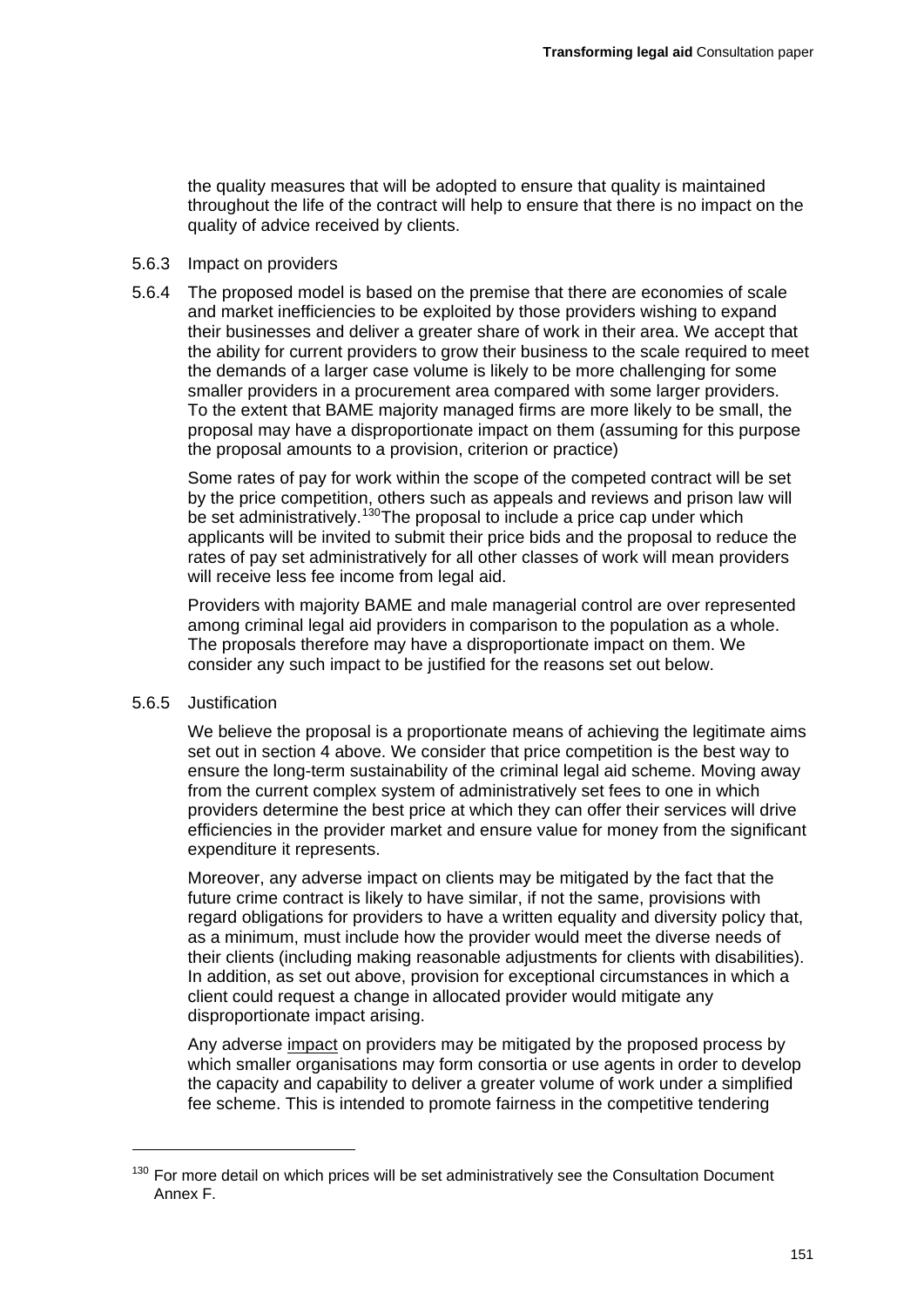the quality measures that will be adopted to ensure that quality is maintained throughout the life of the contract will help to ensure that there is no impact on the quality of advice received by clients.

5.6.3 Impact on providers

5.6.4 The proposed model is based on the premise that there are economies of scale and market inefficiencies to be exploited by those providers wishing to expand their businesses and deliver a greater share of work in their area. We accept that the ability for current providers to grow their business to the scale required to meet the demands of a larger case volume is likely to be more challenging for some smaller providers in a procurement area compared with some larger providers. To the extent that BAME majority managed firms are more likely to be small, the proposal may have a disproportionate impact on them (assuming for this purpose the proposal amounts to a provision, criterion or practice)

Some rates of pay for work within the scope of the competed contract will be set by the price competition, others such as appeals and reviews and prison law will be set administratively.[130] The proposal to include a price cap under which applicants will be invited to submit their price bids and the proposal to reduce the rates of pay set administratively for all other classes of work will mean providers will receive less fee income from legal aid.

Providers with majority BAME and male managerial control are over represented among criminal legal aid providers in comparison to the population as a whole. The proposals therefore may have a disproportionate impact on them. We consider any such impact to be justified for the reasons set out below.

5.6.5 Justification

We believe the proposal is a proportionate means of achieving the legitimate aims set out in section 4 above. We consider that price competition is the best way to ensure the long-term sustainability of the criminal legal aid scheme. Moving away from the current complex system of administratively set fees to one in which providers determine the best price at which they can offer their services will drive efficiencies in the provider market and ensure value for money from the significant expenditure it represents.

Moreover, any adverse impact on clients may be mitigated by the fact that the future crime contract is likely to have similar, if not the same, provisions with regard obligations for providers to have a written equality and diversity policy that, as a minimum, must include how the provider would meet the diverse needs of their clients (including making reasonable adjustments for clients with disabilities). In addition, as set out above, provision for exceptional circumstances in which a client could request a change in allocated provider would mitigate any disproportionate impact arising.

Any adverse impact on providers may be mitigated by the proposed process by which smaller organisations may form consortia or use agents in order to develop the capacity and capability to deliver a greater volume of work under a simplified fee scheme. This is intended to promote fairness in the competitive tendering

[130] For more detail on which prices will be set administratively see the Consultation Document Annex F.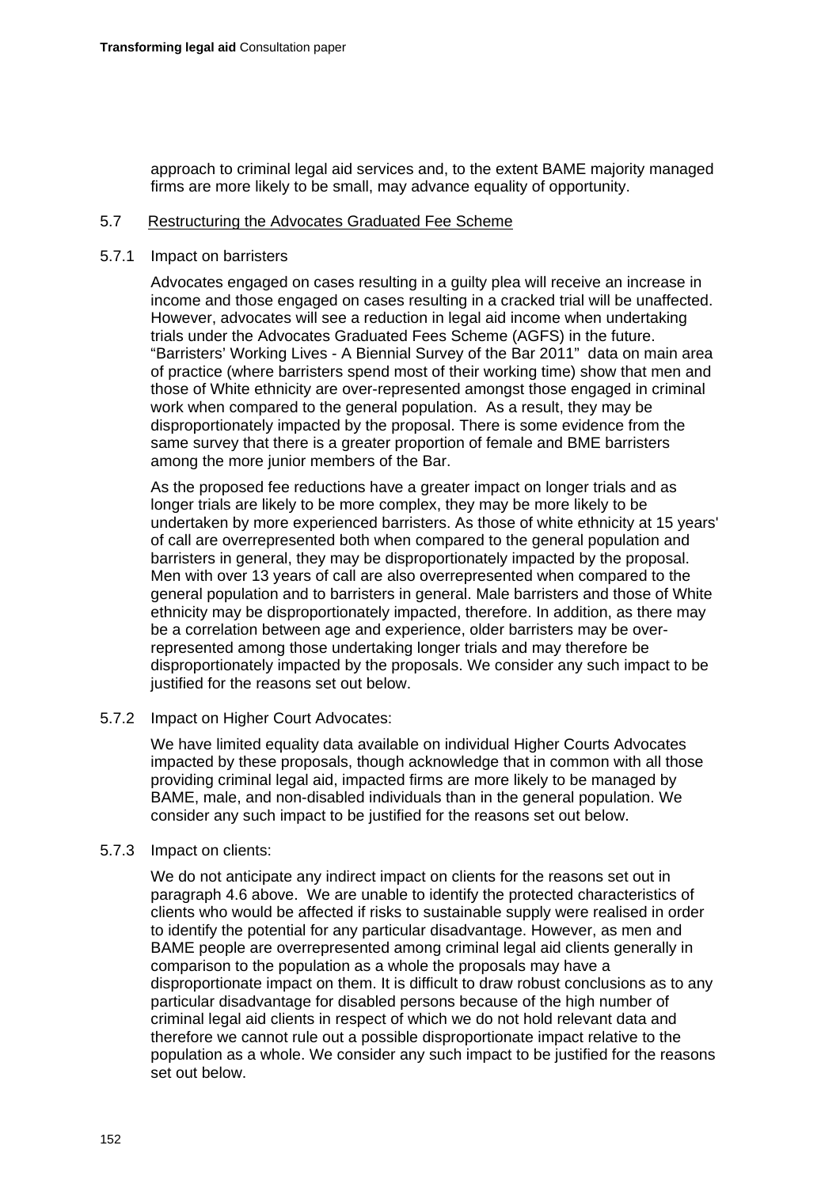approach to criminal legal aid services and, to the extent BAME majority managed firms are more likely to be small, may advance equality of opportunity.

### 5.7 Restructuring the Advocates Graduated Fee Scheme

#### 5.7.1 Impact on barristers

Advocates engaged on cases resulting in a guilty plea will receive an increase in income and those engaged on cases resulting in a cracked trial will be unaffected. However, advocates will see a reduction in legal aid income when undertaking trials under the Advocates Graduated Fees Scheme (AGFS) in the future. "Barristers' Working Lives - A Biennial Survey of the Bar 2011" data on main area of practice (where barristers spend most of their working time) show that men and those of White ethnicity are over-represented amongst those engaged in criminal work when compared to the general population. As a result, they may be disproportionately impacted by the proposal. There is some evidence from the same survey that there is a greater proportion of female and BME barristers among the more junior members of the Bar.

As the proposed fee reductions have a greater impact on longer trials and as longer trials are likely to be more complex, they may be more likely to be undertaken by more experienced barristers. As those of white ethnicity at 15 years' of call are overrepresented both when compared to the general population and barristers in general, they may be disproportionately impacted by the proposal. Men with over 13 years of call are also overrepresented when compared to the general population and to barristers in general. Male barristers and those of White ethnicity may be disproportionately impacted, therefore. In addition, as there may be a correlation between age and experience, older barristers may be over-represented among those undertaking longer trials and may therefore be disproportionately impacted by the proposals. We consider any such impact to be justified for the reasons set out below.

#### 5.7.2 Impact on Higher Court Advocates:

We have limited equality data available on individual Higher Courts Advocates impacted by these proposals, though acknowledge that in common with all those providing criminal legal aid, impacted firms are more likely to be managed by BAME, male, and non-disabled individuals than in the general population. We consider any such impact to be justified for the reasons set out below.

#### 5.7.3 Impact on clients:

We do not anticipate any indirect impact on clients for the reasons set out in paragraph 4.6 above. We are unable to identify the protected characteristics of clients who would be affected if risks to sustainable supply were realised in order to identify the potential for any particular disadvantage. However, as men and BAME people are overrepresented among criminal legal aid clients generally in comparison to the population as a whole the proposals may have a disproportionate impact on them. It is difficult to draw robust conclusions as to any particular disadvantage for disabled persons because of the high number of criminal legal aid clients in respect of which we do not hold relevant data and therefore we cannot rule out a possible disproportionate impact relative to the population as a whole. We consider any such impact to be justified for the reasons set out below.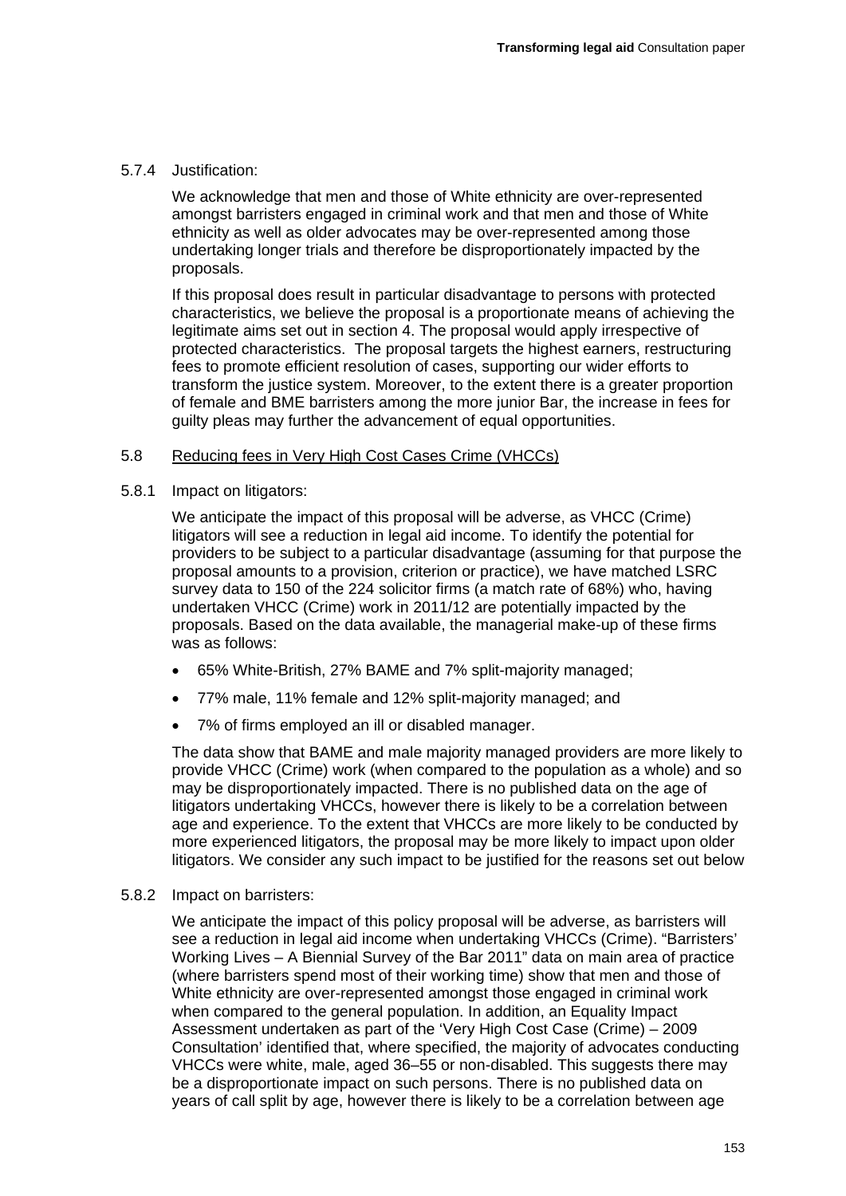5.7.4 Justification:

We acknowledge that men and those of White ethnicity are over-represented amongst barristers engaged in criminal work and that men and those of White ethnicity as well as older advocates may be over-represented among those undertaking longer trials and therefore be disproportionately impacted by the proposals.

If this proposal does result in particular disadvantage to persons with protected characteristics, we believe the proposal is a proportionate means of achieving the legitimate aims set out in section 4. The proposal would apply irrespective of protected characteristics. The proposal targets the highest earners, restructuring fees to promote efficient resolution of cases, supporting our wider efforts to transform the justice system. Moreover, to the extent there is a greater proportion of female and BME barristers among the more junior Bar, the increase in fees for guilty pleas may further the advancement of equal opportunities.

5.8 <u>Reducing fees in Very High Cost Cases Crime (VHCCs)</u>

5.8.1 Impact on litigators:

We anticipate the impact of this proposal will be adverse, as VHCC (Crime) litigators will see a reduction in legal aid income. To identify the potential for providers to be subject to a particular disadvantage (assuming for that purpose the proposal amounts to a provision, criterion or practice), we have matched LSRC survey data to 150 of the 224 solicitor firms (a match rate of 68%) who, having undertaken VHCC (Crime) work in 2011/12 are potentially impacted by the proposals. Based on the data available, the managerial make-up of these firms was as follows:

- 65% White-British, 27% BAME and 7% split-majority managed;
- 77% male, 11% female and 12% split-majority managed; and
- 7% of firms employed an ill or disabled manager.

The data show that BAME and male majority managed providers are more likely to provide VHCC (Crime) work (when compared to the population as a whole) and so may be disproportionately impacted. There is no published data on the age of litigators undertaking VHCCs, however there is likely to be a correlation between age and experience. To the extent that VHCCs are more likely to be conducted by more experienced litigators, the proposal may be more likely to impact upon older litigators. We consider any such impact to be justified for the reasons set out below

5.8.2 Impact on barristers:

We anticipate the impact of this policy proposal will be adverse, as barristers will see a reduction in legal aid income when undertaking VHCCs (Crime). "Barristers' Working Lives – A Biennial Survey of the Bar 2011" data on main area of practice (where barristers spend most of their working time) show that men and those of White ethnicity are over-represented amongst those engaged in criminal work when compared to the general population. In addition, an Equality Impact Assessment undertaken as part of the 'Very High Cost Case (Crime) – 2009 Consultation' identified that, where specified, the majority of advocates conducting VHCCs were white, male, aged 36–55 or non-disabled. This suggests there may be a disproportionate impact on such persons. There is no published data on years of call split by age, however there is likely to be a correlation between age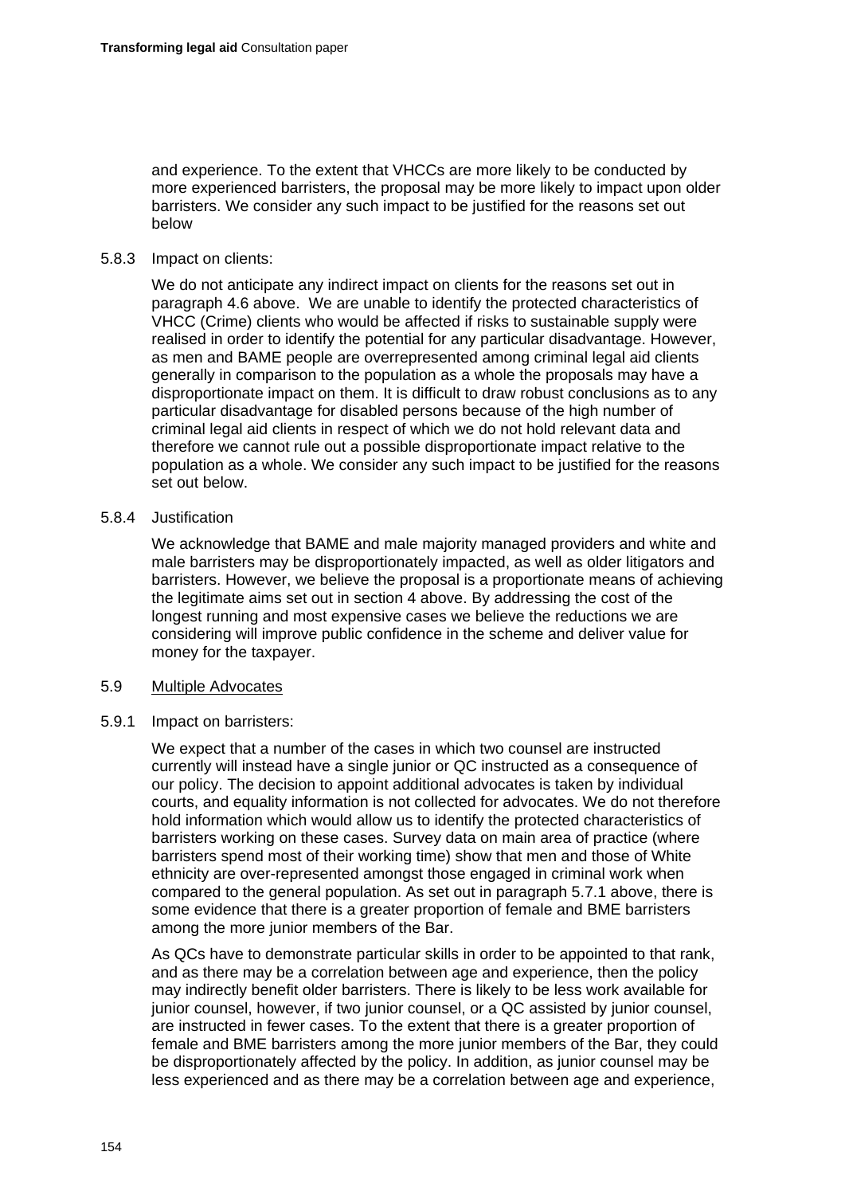and experience. To the extent that VHCCs are more likely to be conducted by more experienced barristers, the proposal may be more likely to impact upon older barristers. We consider any such impact to be justified for the reasons set out below

5.8.3 Impact on clients:

We do not anticipate any indirect impact on clients for the reasons set out in paragraph 4.6 above. We are unable to identify the protected characteristics of VHCC (Crime) clients who would be affected if risks to sustainable supply were realised in order to identify the potential for any particular disadvantage. However, as men and BAME people are overrepresented among criminal legal aid clients generally in comparison to the population as a whole the proposals may have a disproportionate impact on them. It is difficult to draw robust conclusions as to any particular disadvantage for disabled persons because of the high number of criminal legal aid clients in respect of which we do not hold relevant data and therefore we cannot rule out a possible disproportionate impact relative to the population as a whole. We consider any such impact to be justified for the reasons set out below.

5.8.4 Justification

We acknowledge that BAME and male majority managed providers and white and male barristers may be disproportionately impacted, as well as older litigators and barristers. However, we believe the proposal is a proportionate means of achieving the legitimate aims set out in section 4 above. By addressing the cost of the longest running and most expensive cases we believe the reductions we are considering will improve public confidence in the scheme and deliver value for money for the taxpayer.

5.9 Multiple Advocates

5.9.1 Impact on barristers:

We expect that a number of the cases in which two counsel are instructed currently will instead have a single junior or QC instructed as a consequence of our policy. The decision to appoint additional advocates is taken by individual courts, and equality information is not collected for advocates. We do not therefore hold information which would allow us to identify the protected characteristics of barristers working on these cases. Survey data on main area of practice (where barristers spend most of their working time) show that men and those of White ethnicity are over-represented amongst those engaged in criminal work when compared to the general population. As set out in paragraph 5.7.1 above, there is some evidence that there is a greater proportion of female and BME barristers among the more junior members of the Bar.

As QCs have to demonstrate particular skills in order to be appointed to that rank, and as there may be a correlation between age and experience, then the policy may indirectly benefit older barristers. There is likely to be less work available for junior counsel, however, if two junior counsel, or a QC assisted by junior counsel, are instructed in fewer cases. To the extent that there is a greater proportion of female and BME barristers among the more junior members of the Bar, they could be disproportionately affected by the policy. In addition, as junior counsel may be less experienced and as there may be a correlation between age and experience,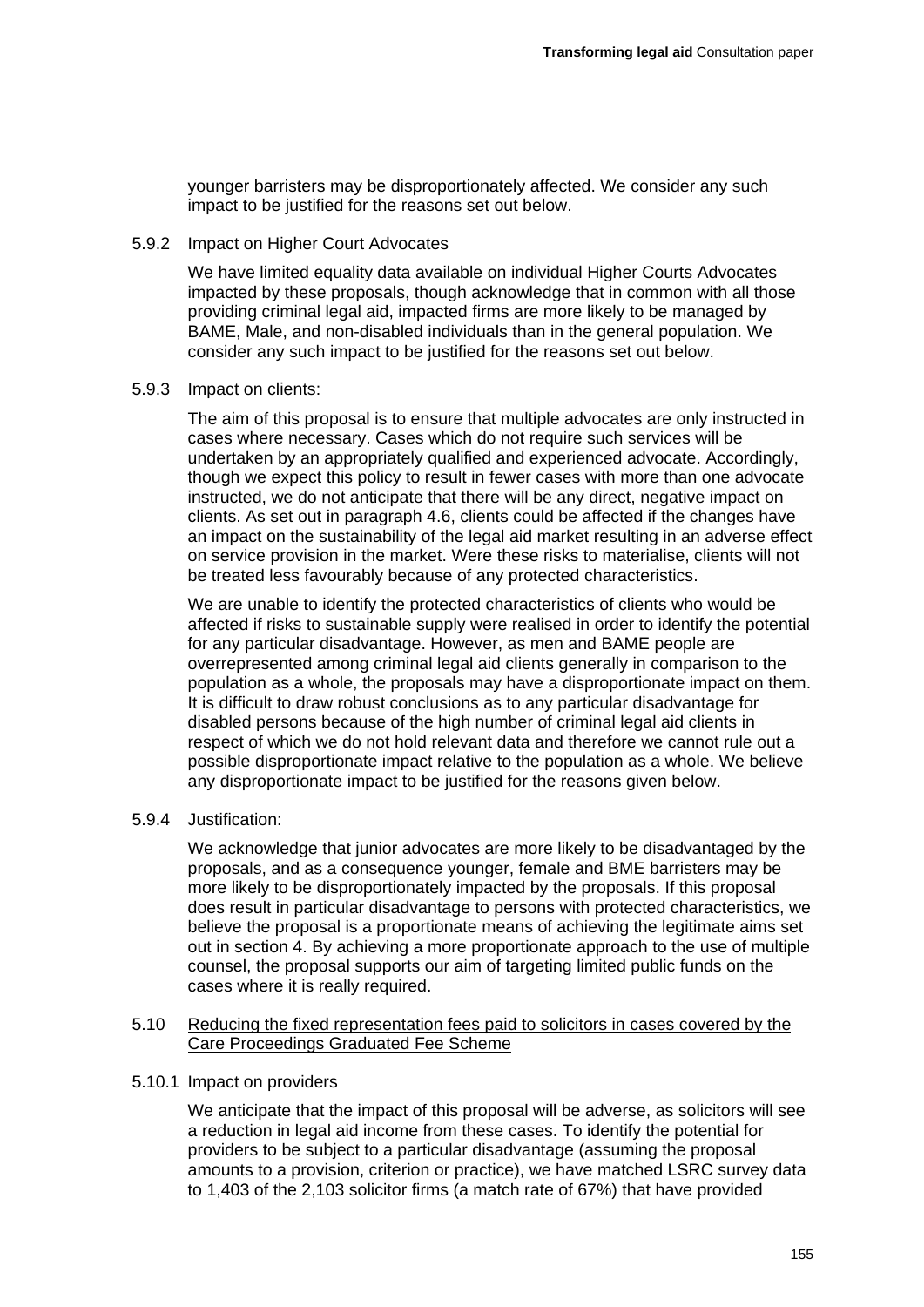younger barristers may be disproportionately affected. We consider any such impact to be justified for the reasons set out below.

5.9.2 Impact on Higher Court Advocates

We have limited equality data available on individual Higher Courts Advocates impacted by these proposals, though acknowledge that in common with all those providing criminal legal aid, impacted firms are more likely to be managed by BAME, Male, and non-disabled individuals than in the general population. We consider any such impact to be justified for the reasons set out below.

5.9.3 Impact on clients:

The aim of this proposal is to ensure that multiple advocates are only instructed in cases where necessary. Cases which do not require such services will be undertaken by an appropriately qualified and experienced advocate. Accordingly, though we expect this policy to result in fewer cases with more than one advocate instructed, we do not anticipate that there will be any direct, negative impact on clients. As set out in paragraph 4.6, clients could be affected if the changes have an impact on the sustainability of the legal aid market resulting in an adverse effect on service provision in the market. Were these risks to materialise, clients will not be treated less favourably because of any protected characteristics.

We are unable to identify the protected characteristics of clients who would be affected if risks to sustainable supply were realised in order to identify the potential for any particular disadvantage. However, as men and BAME people are overrepresented among criminal legal aid clients generally in comparison to the population as a whole, the proposals may have a disproportionate impact on them. It is difficult to draw robust conclusions as to any particular disadvantage for disabled persons because of the high number of criminal legal aid clients in respect of which we do not hold relevant data and therefore we cannot rule out a possible disproportionate impact relative to the population as a whole. We believe any disproportionate impact to be justified for the reasons given below.

5.9.4 Justification:

We acknowledge that junior advocates are more likely to be disadvantaged by the proposals, and as a consequence younger, female and BME barristers may be more likely to be disproportionately impacted by the proposals. If this proposal does result in particular disadvantage to persons with protected characteristics, we believe the proposal is a proportionate means of achieving the legitimate aims set out in section 4. By achieving a more proportionate approach to the use of multiple counsel, the proposal supports our aim of targeting limited public funds on the cases where it is really required.

5.10 Reducing the fixed representation fees paid to solicitors in cases covered by the Care Proceedings Graduated Fee Scheme

5.10.1 Impact on providers

We anticipate that the impact of this proposal will be adverse, as solicitors will see a reduction in legal aid income from these cases. To identify the potential for providers to be subject to a particular disadvantage (assuming the proposal amounts to a provision, criterion or practice), we have matched LSRC survey data to 1,403 of the 2,103 solicitor firms (a match rate of 67%) that have provided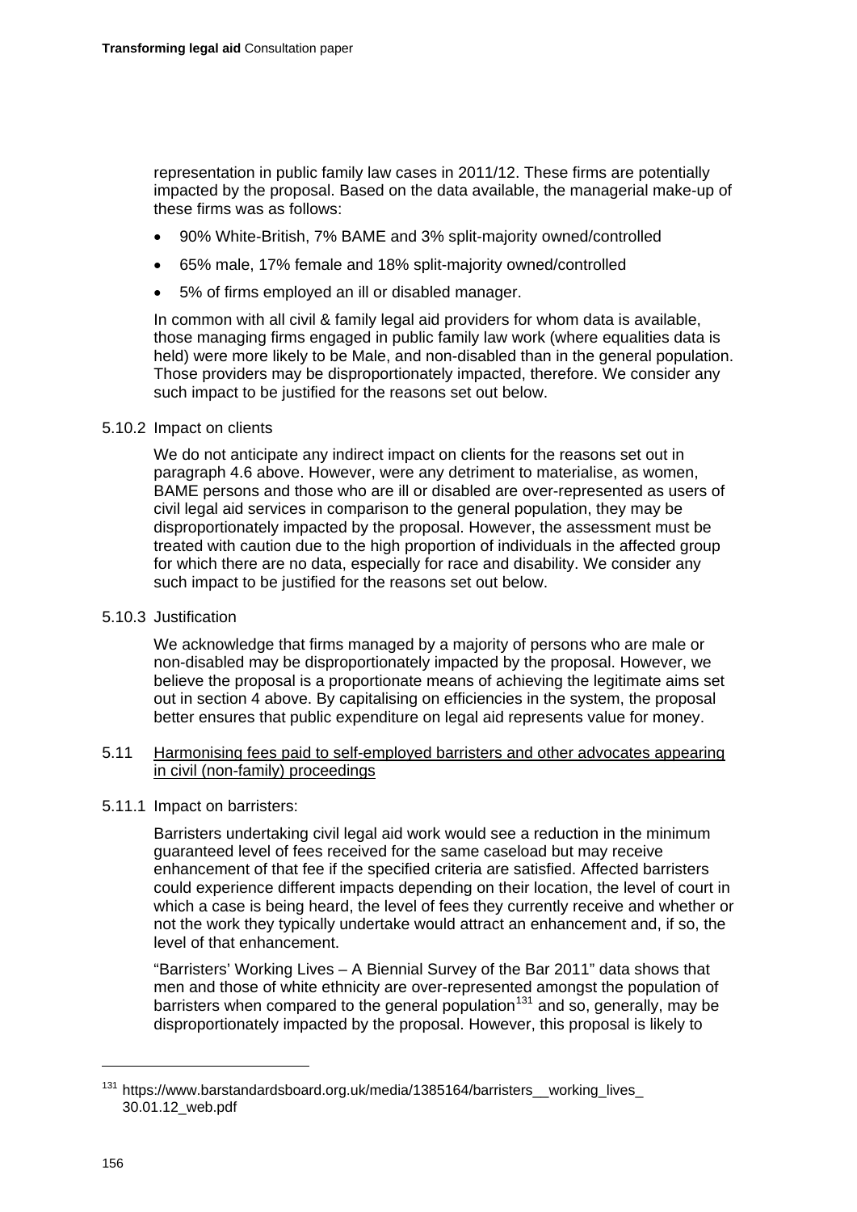representation in public family law cases in 2011/12. These firms are potentially impacted by the proposal. Based on the data available, the managerial make-up of these firms was as follows:

- 90% White-British, 7% BAME and 3% split-majority owned/controlled
- 65% male, 17% female and 18% split-majority owned/controlled
- 5% of firms employed an ill or disabled manager.

In common with all civil & family legal aid providers for whom data is available, those managing firms engaged in public family law work (where equalities data is held) were more likely to be Male, and non-disabled than in the general population. Those providers may be disproportionately impacted, therefore. We consider any such impact to be justified for the reasons set out below.

5.10.2 Impact on clients

We do not anticipate any indirect impact on clients for the reasons set out in paragraph 4.6 above. However, were any detriment to materialise, as women, BAME persons and those who are ill or disabled are over-represented as users of civil legal aid services in comparison to the general population, they may be disproportionately impacted by the proposal. However, the assessment must be treated with caution due to the high proportion of individuals in the affected group for which there are no data, especially for race and disability. We consider any such impact to be justified for the reasons set out below.

5.10.3 Justification

We acknowledge that firms managed by a majority of persons who are male or non-disabled may be disproportionately impacted by the proposal. However, we believe the proposal is a proportionate means of achieving the legitimate aims set out in section 4 above. By capitalising on efficiencies in the system, the proposal better ensures that public expenditure on legal aid represents value for money.

5.11 Harmonising fees paid to self-employed barristers and other advocates appearing in civil (non-family) proceedings

5.11.1 Impact on barristers:

Barristers undertaking civil legal aid work would see a reduction in the minimum guaranteed level of fees received for the same caseload but may receive enhancement of that fee if the specified criteria are satisfied. Affected barristers could experience different impacts depending on their location, the level of court in which a case is being heard, the level of fees they currently receive and whether or not the work they typically undertake would attract an enhancement and, if so, the level of that enhancement.

"Barristers' Working Lives – A Biennial Survey of the Bar 2011" data shows that men and those of white ethnicity are over-represented amongst the population of barristers when compared to the general population[131] and so, generally, may be disproportionately impacted by the proposal. However, this proposal is likely to

[131] https://www.barstandardsboard.org.uk/media/1385164/barristers__working_lives_30.01.12_web.pdf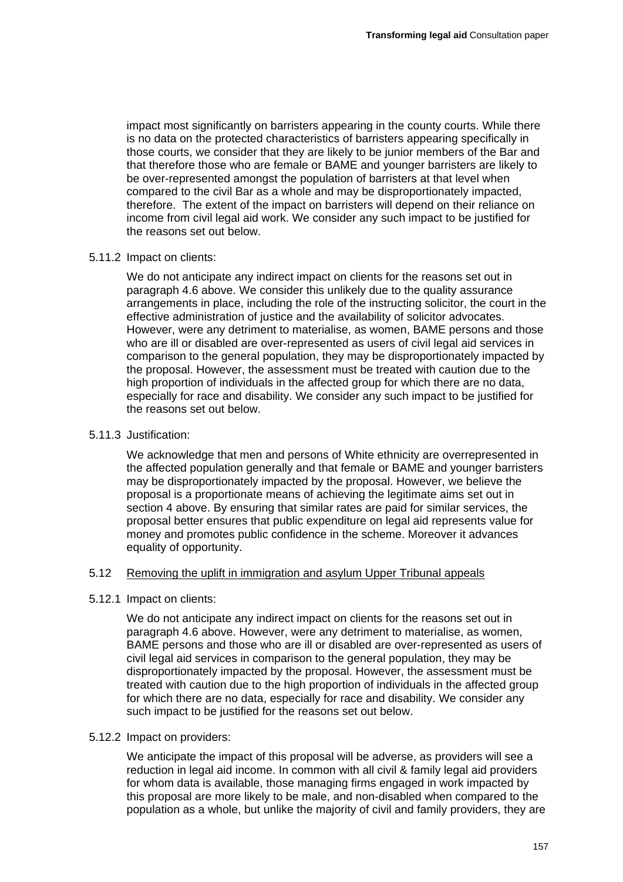impact most significantly on barristers appearing in the county courts. While there is no data on the protected characteristics of barristers appearing specifically in those courts, we consider that they are likely to be junior members of the Bar and that therefore those who are female or BAME and younger barristers are likely to be over-represented amongst the population of barristers at that level when compared to the civil Bar as a whole and may be disproportionately impacted, therefore. The extent of the impact on barristers will depend on their reliance on income from civil legal aid work. We consider any such impact to be justified for the reasons set out below.

5.11.2 Impact on clients:

We do not anticipate any indirect impact on clients for the reasons set out in paragraph 4.6 above. We consider this unlikely due to the quality assurance arrangements in place, including the role of the instructing solicitor, the court in the effective administration of justice and the availability of solicitor advocates. However, were any detriment to materialise, as women, BAME persons and those who are ill or disabled are over-represented as users of civil legal aid services in comparison to the general population, they may be disproportionately impacted by the proposal. However, the assessment must be treated with caution due to the high proportion of individuals in the affected group for which there are no data, especially for race and disability. We consider any such impact to be justified for the reasons set out below.

5.11.3 Justification:

We acknowledge that men and persons of White ethnicity are overrepresented in the affected population generally and that female or BAME and younger barristers may be disproportionately impacted by the proposal. However, we believe the proposal is a proportionate means of achieving the legitimate aims set out in section 4 above. By ensuring that similar rates are paid for similar services, the proposal better ensures that public expenditure on legal aid represents value for money and promotes public confidence in the scheme. Moreover it advances equality of opportunity.

5.12 Removing the uplift in immigration and asylum Upper Tribunal appeals

5.12.1 Impact on clients:

We do not anticipate any indirect impact on clients for the reasons set out in paragraph 4.6 above. However, were any detriment to materialise, as women, BAME persons and those who are ill or disabled are over-represented as users of civil legal aid services in comparison to the general population, they may be disproportionately impacted by the proposal. However, the assessment must be treated with caution due to the high proportion of individuals in the affected group for which there are no data, especially for race and disability. We consider any such impact to be justified for the reasons set out below.

5.12.2 Impact on providers:

We anticipate the impact of this proposal will be adverse, as providers will see a reduction in legal aid income. In common with all civil & family legal aid providers for whom data is available, those managing firms engaged in work impacted by this proposal are more likely to be male, and non-disabled when compared to the population as a whole, but unlike the majority of civil and family providers, they are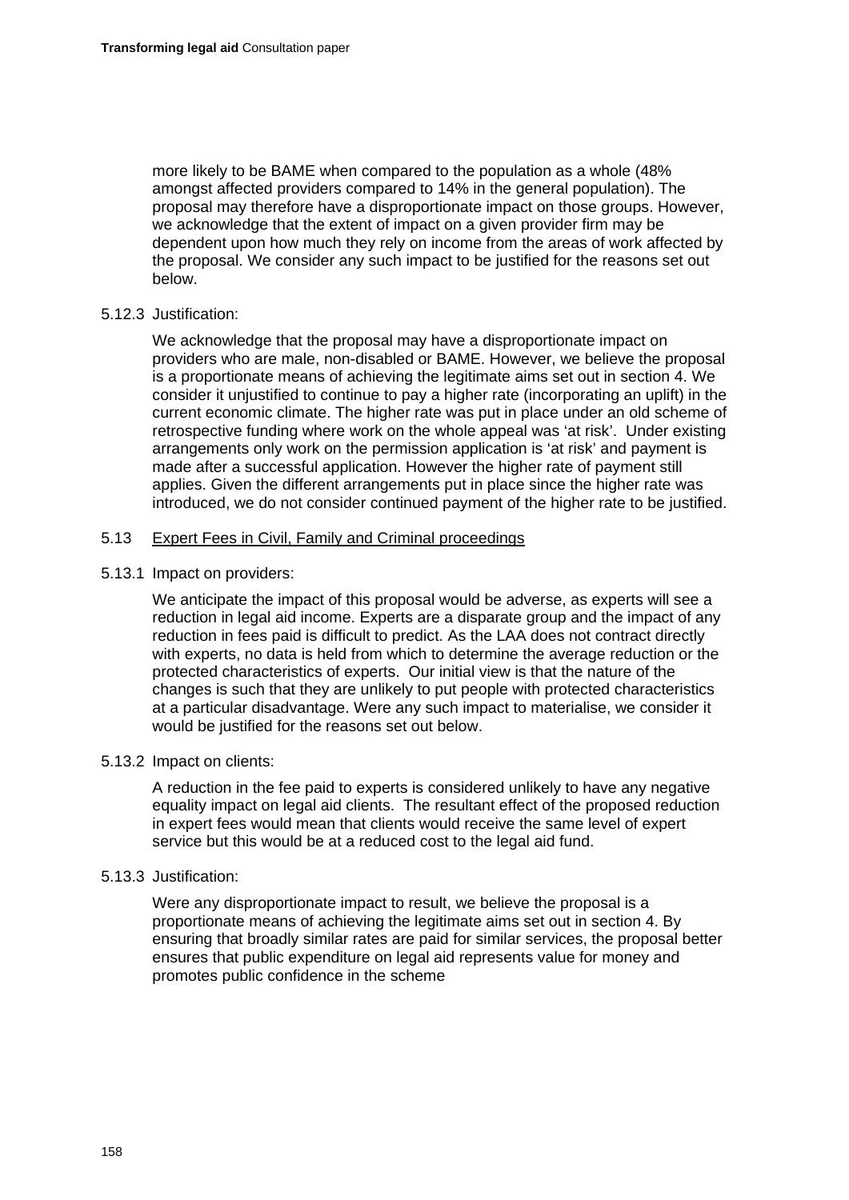more likely to be BAME when compared to the population as a whole (48% amongst affected providers compared to 14% in the general population). The proposal may therefore have a disproportionate impact on those groups. However, we acknowledge that the extent of impact on a given provider firm may be dependent upon how much they rely on income from the areas of work affected by the proposal. We consider any such impact to be justified for the reasons set out below.

5.12.3 Justification:

We acknowledge that the proposal may have a disproportionate impact on providers who are male, non-disabled or BAME. However, we believe the proposal is a proportionate means of achieving the legitimate aims set out in section 4. We consider it unjustified to continue to pay a higher rate (incorporating an uplift) in the current economic climate. The higher rate was put in place under an old scheme of retrospective funding where work on the whole appeal was 'at risk'. Under existing arrangements only work on the permission application is 'at risk' and payment is made after a successful application. However the higher rate of payment still applies. Given the different arrangements put in place since the higher rate was introduced, we do not consider continued payment of the higher rate to be justified.

5.13 Expert Fees in Civil, Family and Criminal proceedings

5.13.1 Impact on providers:

We anticipate the impact of this proposal would be adverse, as experts will see a reduction in legal aid income. Experts are a disparate group and the impact of any reduction in fees paid is difficult to predict. As the LAA does not contract directly with experts, no data is held from which to determine the average reduction or the protected characteristics of experts. Our initial view is that the nature of the changes is such that they are unlikely to put people with protected characteristics at a particular disadvantage. Were any such impact to materialise, we consider it would be justified for the reasons set out below.

5.13.2 Impact on clients:

A reduction in the fee paid to experts is considered unlikely to have any negative equality impact on legal aid clients. The resultant effect of the proposed reduction in expert fees would mean that clients would receive the same level of expert service but this would be at a reduced cost to the legal aid fund.

5.13.3 Justification:

Were any disproportionate impact to result, we believe the proposal is a proportionate means of achieving the legitimate aims set out in section 4. By ensuring that broadly similar rates are paid for similar services, the proposal better ensures that public expenditure on legal aid represents value for money and promotes public confidence in the scheme